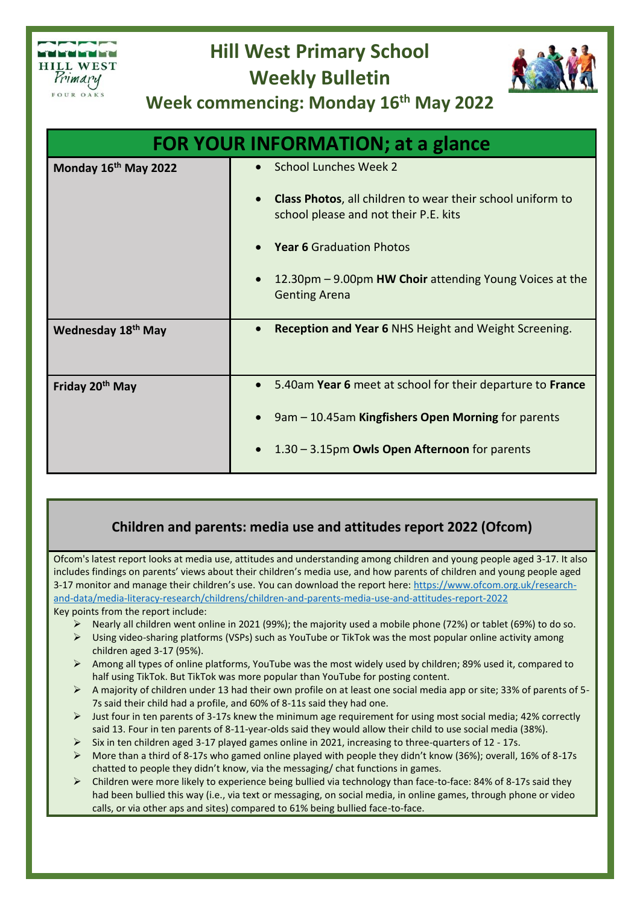# Hill West Primary School
## Weekly Bulletin
### Week commencing: Monday 16th May 2022

| FOR YOUR INFORMATION; at a glance | |
|---|---|
| **Monday 16th May 2022** | • School Lunches Week 2<br>• **Class Photos**, all children to wear their school uniform to school please and not their P.E. kits<br>• **Year 6** Graduation Photos<br>• 12.30pm – 9.00pm **HW Choir** attending Young Voices at the Genting Arena |
| **Wednesday 18th May** | • **Reception and Year 6** NHS Height and Weight Screening. |
| **Friday 20th May** | • 5.40am **Year 6** meet at school for their departure to **France**<br>• 9am – 10.45am **Kingfishers Open Morning** for parents<br>• 1.30 – 3.15pm **Owls Open Afternoon** for parents |

## Children and parents: media use and attitudes report 2022 (Ofcom)

Ofcom's latest report looks at media use, attitudes and understanding among children and young people aged 3-17. It also includes findings on parents' views about their children's media use, and how parents of children and young people aged 3-17 monitor and manage their children's use. You can download the report here: https://www.ofcom.org.uk/research-and-data/media-literacy-research/childrens/children-and-parents-media-use-and-attitudes-report-2022

Key points from the report include:

- Nearly all children went online in 2021 (99%); the majority used a mobile phone (72%) or tablet (69%) to do so.
- Using video-sharing platforms (VSPs) such as YouTube or TikTok was the most popular online activity among children aged 3-17 (95%).
- Among all types of online platforms, YouTube was the most widely used by children; 89% used it, compared to half using TikTok. But TikTok was more popular than YouTube for posting content.
- A majority of children under 13 had their own profile on at least one social media app or site; 33% of parents of 5-7s said their child had a profile, and 60% of 8-11s said they had one.
- Just four in ten parents of 3-17s knew the minimum age requirement for using most social media; 42% correctly said 13. Four in ten parents of 8-11-year-olds said they would allow their child to use social media (38%).
- Six in ten children aged 3-17 played games online in 2021, increasing to three-quarters of 12 - 17s.
- More than a third of 8-17s who gamed online played with people they didn't know (36%); overall, 16% of 8-17s chatted to people they didn't know, via the messaging/ chat functions in games.
- Children were more likely to experience being bullied via technology than face-to-face: 84% of 8-17s said they had been bullied this way (i.e., via text or messaging, on social media, in online games, through phone or video calls, or via other aps and sites) compared to 61% being bullied face-to-face.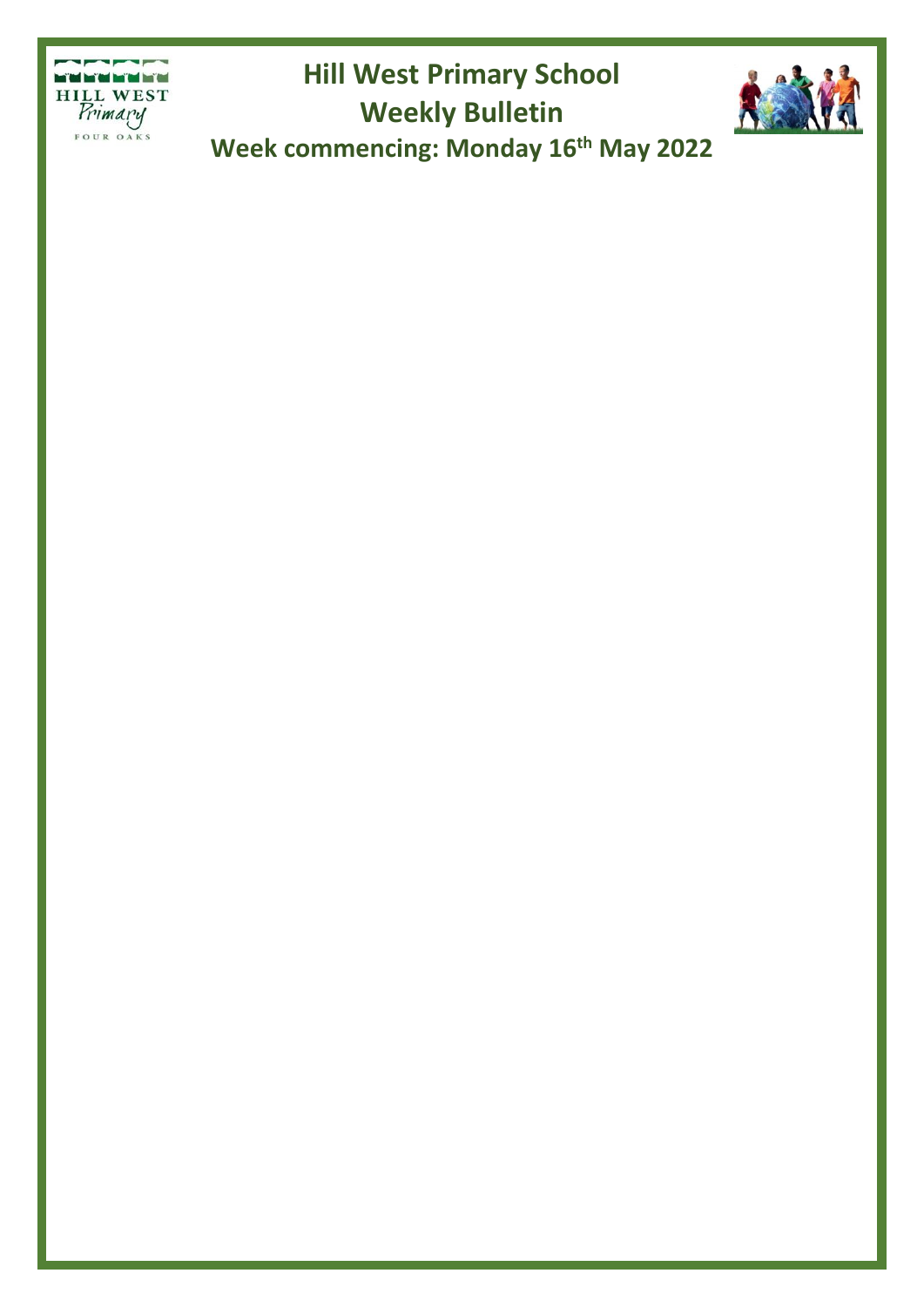# Hill West Primary School
# Weekly Bulletin
## Week commencing: Monday 16th May 2022